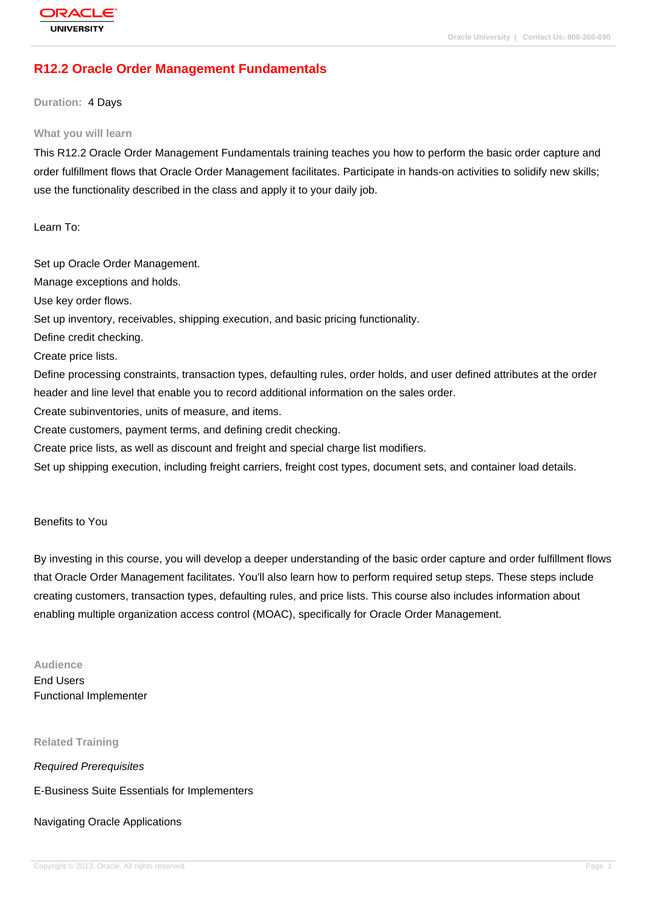# R12.2 Oracle Order Management Fundamentals

**Duration:** 4 Days

## What you will learn

This R12.2 Oracle Order Management Fundamentals training teaches you how to perform the basic order capture and order fulfillment flows that Oracle Order Management facilitates. Participate in hands-on activities to solidify new skills; use the functionality described in the class and apply it to your daily job.

Learn To:

Set up Oracle Order Management.
Manage exceptions and holds.
Use key order flows.
Set up inventory, receivables, shipping execution, and basic pricing functionality.
Define credit checking.
Create price lists.
Define processing constraints, transaction types, defaulting rules, order holds, and user defined attributes at the order header and line level that enable you to record additional information on the sales order.
Create subinventories, units of measure, and items.
Create customers, payment terms, and defining credit checking.
Create price lists, as well as discount and freight and special charge list modifiers.
Set up shipping execution, including freight carriers, freight cost types, document sets, and container load details.

Benefits to You

By investing in this course, you will develop a deeper understanding of the basic order capture and order fulfillment flows that Oracle Order Management facilitates. You'll also learn how to perform required setup steps. These steps include creating customers, transaction types, defaulting rules, and price lists. This course also includes information about enabling multiple organization access control (MOAC), specifically for Oracle Order Management.

## Audience

End Users
Functional Implementer

## Related Training

*Required Prerequisites*

E-Business Suite Essentials for Implementers

Navigating Oracle Applications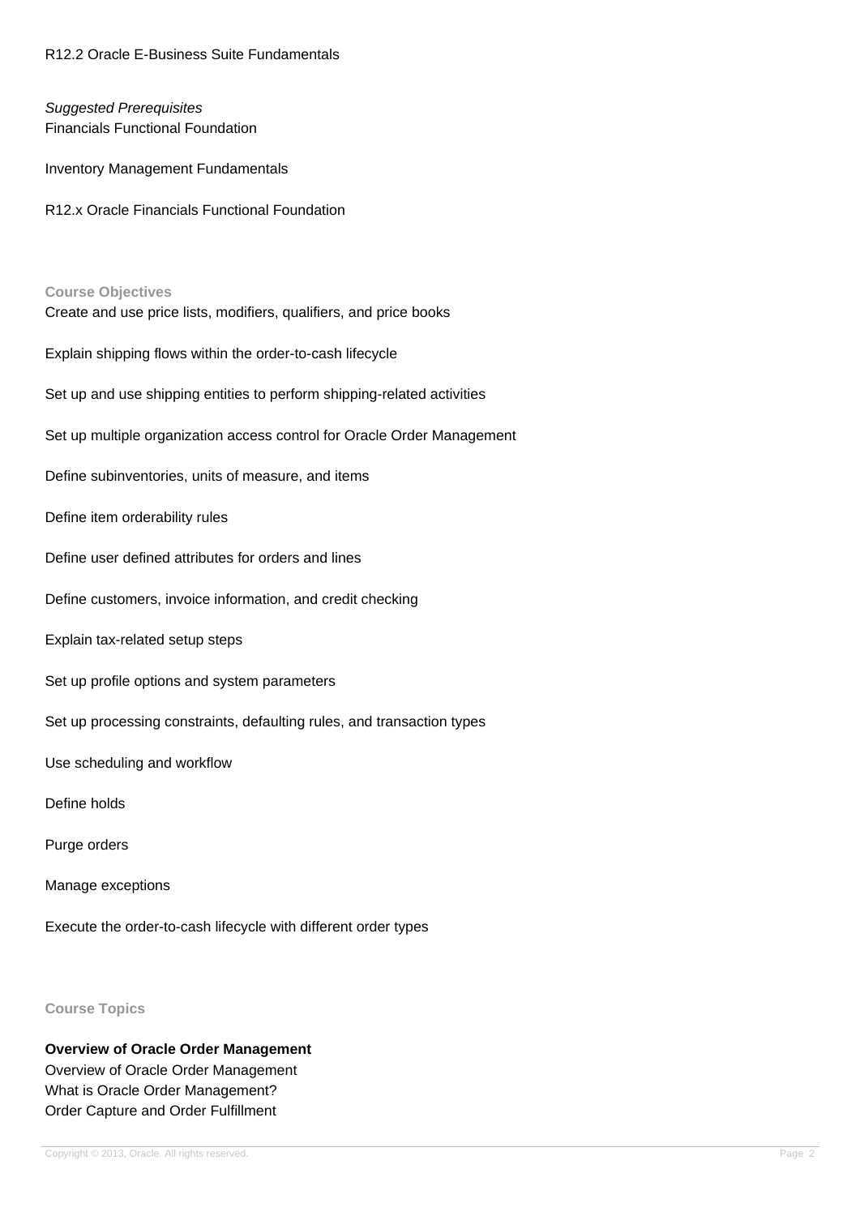R12.2 Oracle E-Business Suite Fundamentals

*Suggested Prerequisites*
Financials Functional Foundation

Inventory Management Fundamentals

R12.x Oracle Financials Functional Foundation

## Course Objectives

Create and use price lists, modifiers, qualifiers, and price books

Explain shipping flows within the order-to-cash lifecycle

Set up and use shipping entities to perform shipping-related activities

Set up multiple organization access control for Oracle Order Management

Define subinventories, units of measure, and items

Define item orderability rules

Define user defined attributes for orders and lines

Define customers, invoice information, and credit checking

Explain tax-related setup steps

Set up profile options and system parameters

Set up processing constraints, defaulting rules, and transaction types

Use scheduling and workflow

Define holds

Purge orders

Manage exceptions

Execute the order-to-cash lifecycle with different order types

## Course Topics

**Overview of Oracle Order Management**
Overview of Oracle Order Management
What is Oracle Order Management?
Order Capture and Order Fulfillment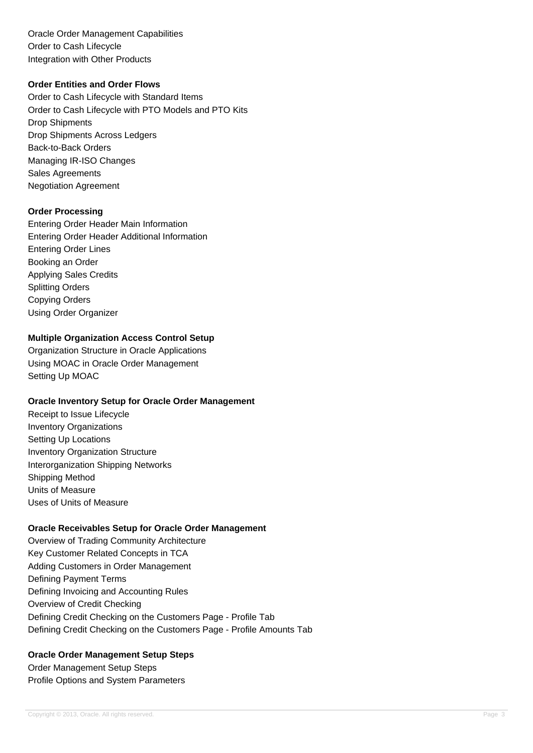Oracle Order Management Capabilities
Order to Cash Lifecycle
Integration with Other Products

**Order Entities and Order Flows**

Order to Cash Lifecycle with Standard Items
Order to Cash Lifecycle with PTO Models and PTO Kits
Drop Shipments
Drop Shipments Across Ledgers
Back-to-Back Orders
Managing IR-ISO Changes
Sales Agreements
Negotiation Agreement

**Order Processing**

Entering Order Header Main Information
Entering Order Header Additional Information
Entering Order Lines
Booking an Order
Applying Sales Credits
Splitting Orders
Copying Orders
Using Order Organizer

**Multiple Organization Access Control Setup**

Organization Structure in Oracle Applications
Using MOAC in Oracle Order Management
Setting Up MOAC

**Oracle Inventory Setup for Oracle Order Management**

Receipt to Issue Lifecycle
Inventory Organizations
Setting Up Locations
Inventory Organization Structure
Interorganization Shipping Networks
Shipping Method
Units of Measure
Uses of Units of Measure

**Oracle Receivables Setup for Oracle Order Management**

Overview of Trading Community Architecture
Key Customer Related Concepts in TCA
Adding Customers in Order Management
Defining Payment Terms
Defining Invoicing and Accounting Rules
Overview of Credit Checking
Defining Credit Checking on the Customers Page - Profile Tab
Defining Credit Checking on the Customers Page - Profile Amounts Tab

**Oracle Order Management Setup Steps**

Order Management Setup Steps
Profile Options and System Parameters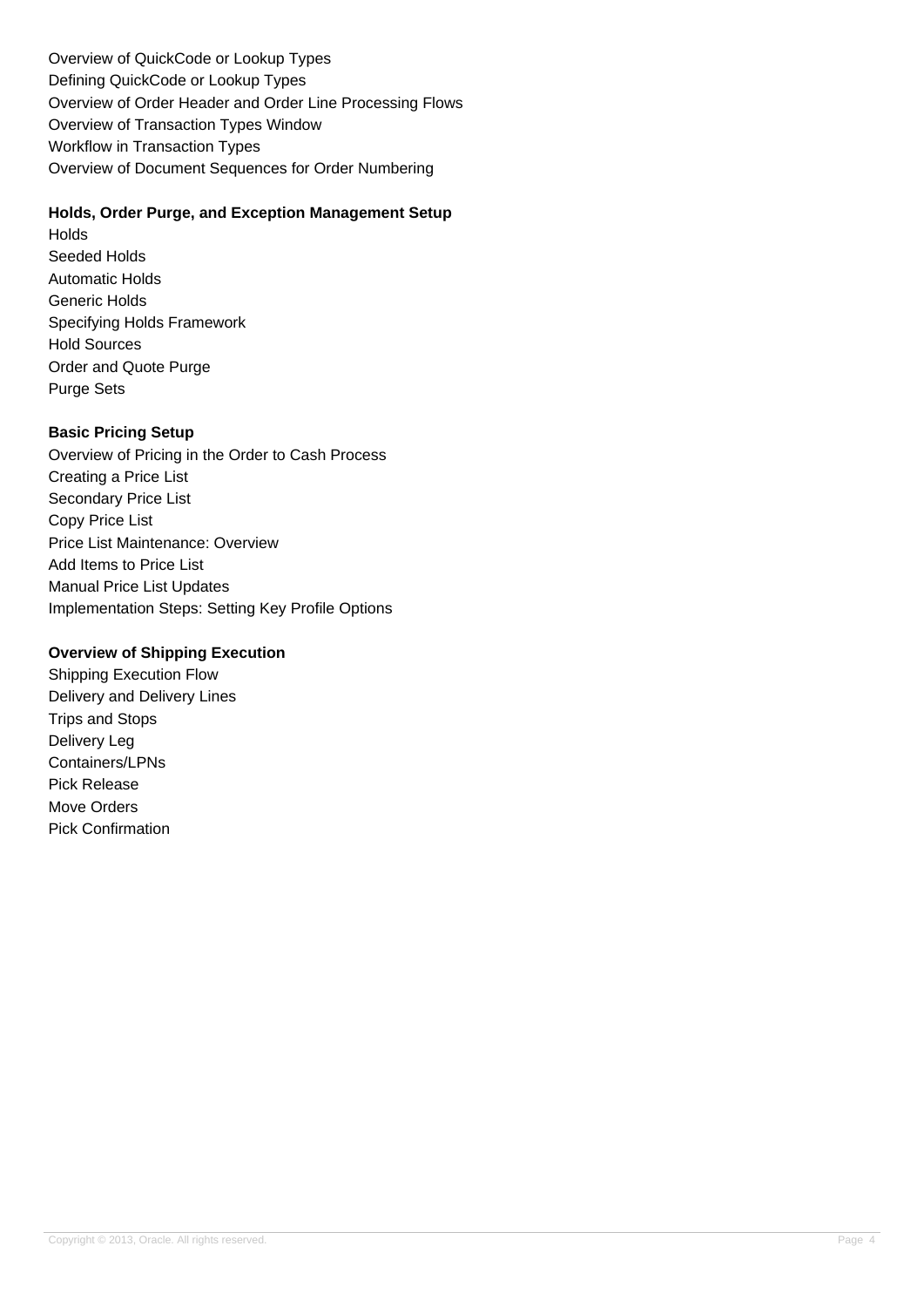Overview of QuickCode or Lookup Types
Defining QuickCode or Lookup Types
Overview of Order Header and Order Line Processing Flows
Overview of Transaction Types Window
Workflow in Transaction Types
Overview of Document Sequences for Order Numbering

**Holds, Order Purge, and Exception Management Setup**

Holds
Seeded Holds
Automatic Holds
Generic Holds
Specifying Holds Framework
Hold Sources
Order and Quote Purge
Purge Sets

**Basic Pricing Setup**

Overview of Pricing in the Order to Cash Process
Creating a Price List
Secondary Price List
Copy Price List
Price List Maintenance: Overview
Add Items to Price List
Manual Price List Updates
Implementation Steps: Setting Key Profile Options

**Overview of Shipping Execution**

Shipping Execution Flow
Delivery and Delivery Lines
Trips and Stops
Delivery Leg
Containers/LPNs
Pick Release
Move Orders
Pick Confirmation